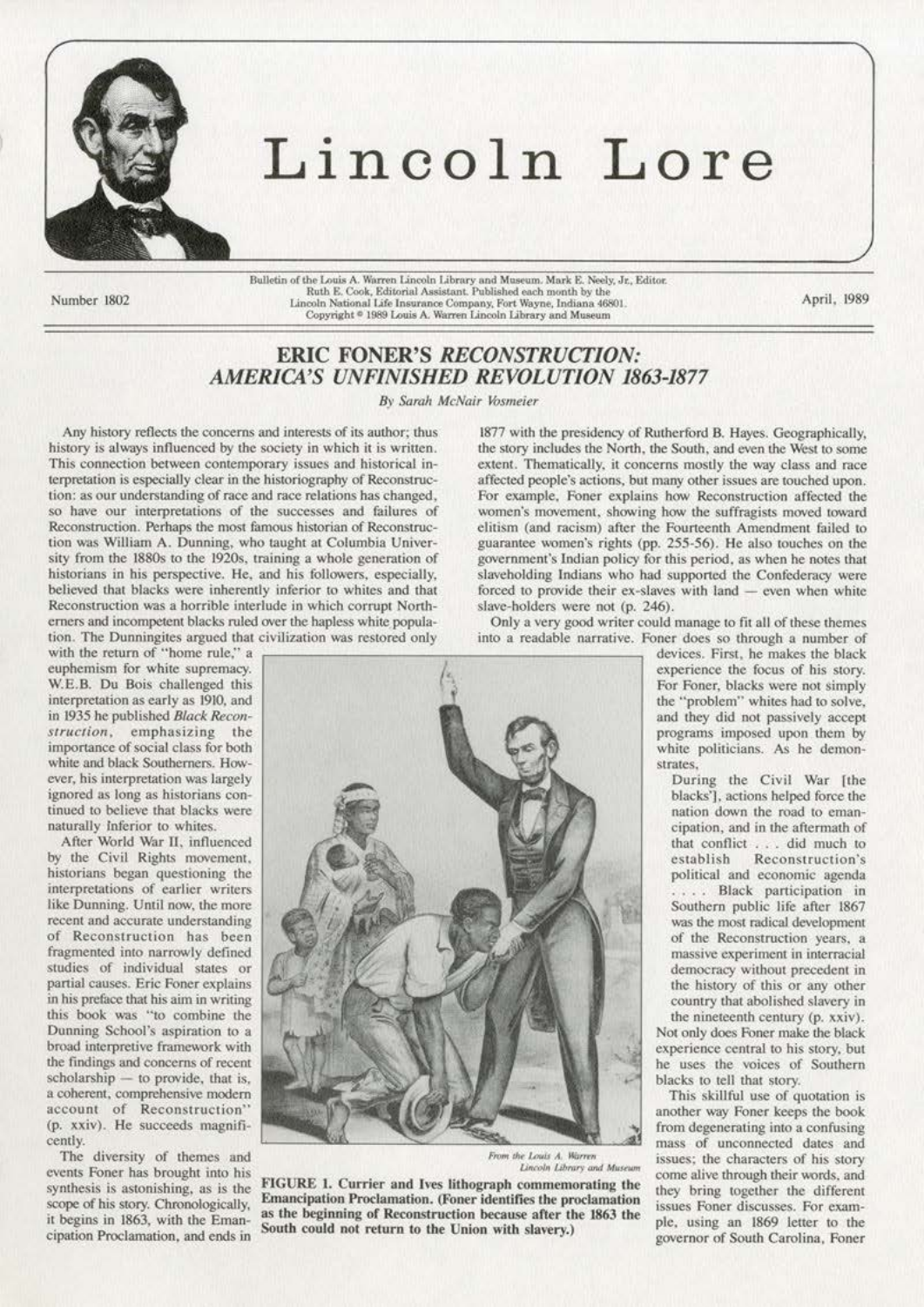# Lincoln Lore

Bulletin of the Louis A. Warren Lincoln Library and Museum. Mark E. Neely, Jr., Editor. Ruth E. Cook, Editorial Assistant. Published each month by the Lincoln National Life Insurance Company, Fort Wayne, Indiana 46801. Copyright © 1989 Louis A. Warren Lincoln Library and Museum

Number 1802

April, 1989

## ERIC FONER'S *RECONSTRUCTION: AMERICA'S UNFINISHED REVOLUTION 1863-1877*

*By Sarah McNair Vosmeier*

Any history reflects the concerns and interests of its author; thus history is always influenced by the society in which it is written. This connection between contemporary issues and historical interpretation is especially clear in the historiography of Reconstruction: as our understanding of race and race relations has changed, so have our interpretations of the successes and failures of Reconstruction. Perhaps the most famous historian of Reconstruction was William A. Dunning, who taught at Columbia University from the 1880s to the 1920s, training a whole generation of historians in his perspective. He, and his followers, especially, believed that blacks were inherently inferior to whites and that Reconstruction was a horrible interlude in which corrupt Northerners and incompetent blacks ruled over the hapless white population. The Dunningites argued that civilization was restored only with the return of "home rule," a euphemism for white supremacy. W.E.B. Du Bois challenged this interpretation as early as 1910, and in 1935 he published *Black Reconstruction*, emphasizing the importance of social class for both white and black Southerners. However, his interpretation was largely ignored as long as historians continued to believe that blacks were naturally Inferior to whites.

After World War II, influenced by the Civil Rights movement, historians began questioning the interpretations of earlier writers like Dunning. Until now, the more recent and accurate understanding of Reconstruction has been fragmented into narrowly defined studies of individual states or partial causes. Eric Foner explains in his preface that his aim in writing this book was "to combine the Dunning School's aspiration to a broad interpretive framework with the findings and concerns of recent scholarship — to provide, that is, a coherent, comprehensive modern account of Reconstruction" (p. xxiv). He succeeds magnificently.

The diversity of themes and events Foner has brought into his synthesis is astonishing, as is the scope of his story. Chronologically, it begins in 1863, with the Emancipation Proclamation, and ends in 1877 with the presidency of Rutherford B. Hayes. Geographically, the story includes the North, the South, and even the West to some extent. Thematically, it concerns mostly the way class and race affected people's actions, but many other issues are touched upon. For example, Foner explains how Reconstruction affected the women's movement, showing how the suffragists moved toward elitism (and racism) after the Fourteenth Amendment failed to guarantee women's rights (pp. 255-56). He also touches on the government's Indian policy for this period, as when he notes that slaveholding Indians who had supported the Confederacy were forced to provide their ex-slaves with land — even when white slave-holders were not (p. 246).

Only a very good writer could manage to fit all of these themes into a readable narrative. Foner does so through a number of devices. First, he makes the black experience the focus of his story. For Foner, blacks were not simply the "problem" whites had to solve, and they did not passively accept programs imposed upon them by white politicians. As he demonstrates,

> During the Civil War [the blacks'], actions helped force the nation down the road to emancipation, and in the aftermath of that conflict . . . did much to establish Reconstruction's political and economic agenda . . . . Black participation in Southern public life after 1867 was the most radical development of the Reconstruction years, a massive experiment in interracial democracy without precedent in the history of this or any other country that abolished slavery in the nineteenth century (p. xxiv).

Not only does Foner make the black experience central to his story, but he uses the voices of Southern blacks to tell that story.

From the Louis A. Warren Lincoln Library and Museum

FIGURE 1. Currier and Ives lithograph commemorating the Emancipation Proclamation. (Foner identifies the proclamation as the beginning of Reconstruction because after the 1863 the South could not return to the Union with slavery.)

This skillful use of quotation is another way Foner keeps the book from degenerating into a confusing mass of unconnected dates and issues; the characters of his story come alive through their words, and they bring together the different issues Foner discusses. For example, using an 1869 letter to the governor of South Carolina, Foner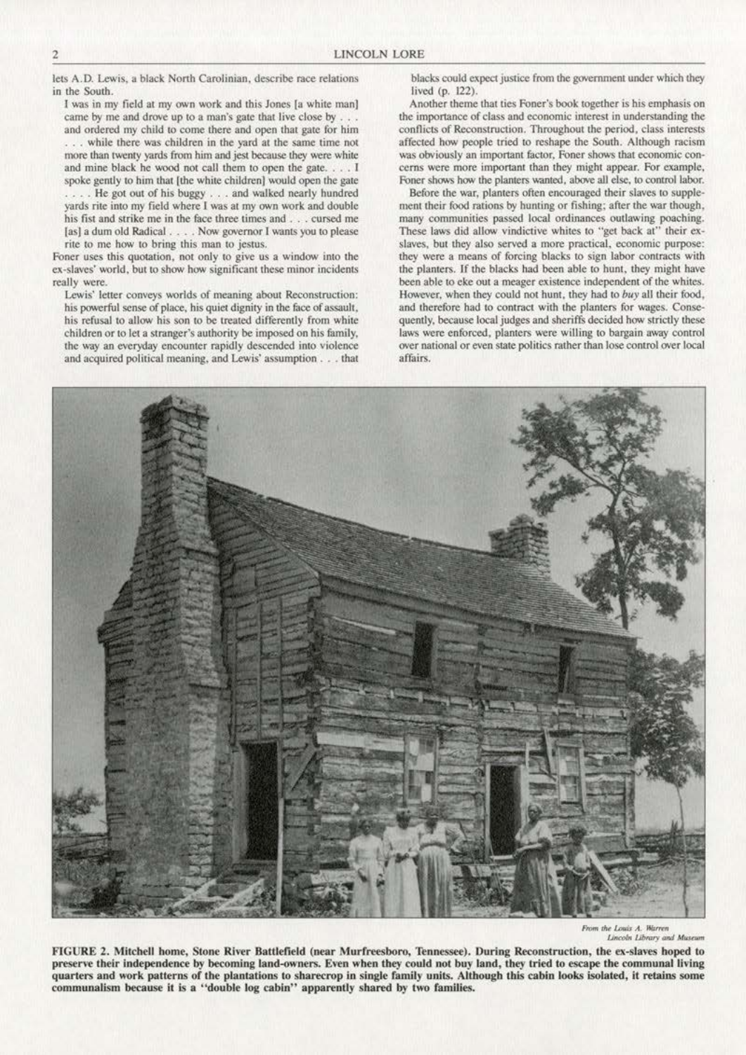lets A.D. Lewis, a black North Carolinian, describe race relations in the South.

> I was in my field at my own work and this Jones [a white man] came by me and drove up to a man's gate that live close by . . . and ordered my child to come there and open that gate for him . . . while there was children in the yard at the same time not more than twenty yards from him and jest because they were white and mine black he wood not call them to open the gate. . . . I spoke gently to him that [the white children] would open the gate . . . . He got out of his buggy . . . and walked nearly hundred yards rite into my field where I was at my own work and double his fist and strike me in the face three times and . . . cursed me [as] a dum old Radical . . . . Now governor I wants you to please rite to me how to bring this man to jestus.

Foner uses this quotation, not only to give us a window into the ex-slaves' world, but to show how significant these minor incidents really were.

Lewis' letter conveys worlds of meaning about Reconstruction: his powerful sense of place, his quiet dignity in the face of assault, his refusal to allow his son to be treated differently from white children or to let a stranger's authority be imposed on his family, the way an everyday encounter rapidly descended into violence and acquired political meaning, and Lewis' assumption . . . that blacks could expect justice from the government under which they lived (p. 122).

Another theme that ties Foner's book together is his emphasis on the importance of class and economic interest in understanding the conflicts of Reconstruction. Throughout the period, class interests affected how people tried to reshape the South. Although racism was obviously an important factor, Foner shows that economic concerns were more important than they might appear. For example, Foner shows how the planters wanted, above all else, to control labor.

Before the war, planters often encouraged their slaves to supplement their food rations by hunting or fishing; after the war though, many communities passed local ordinances outlawing poaching. These laws did allow vindictive whites to "get back at" their ex-slaves, but they also served a more practical, economic purpose: they were a means of forcing blacks to sign labor contracts with the planters. If the blacks had been able to hunt, they might have been able to eke out a meager existence independent of the whites. However, when they could not hunt, they had to *buy* all their food, and therefore had to contract with the planters for wages. Consequently, because local judges and sheriffs decided how strictly these laws were enforced, planters were willing to bargain away control over national or even state politics rather than lose control over local affairs.

*From the Louis A. Warren Lincoln Library and Museum*

**FIGURE 2. Mitchell home, Stone River Battlefield (near Murfreesboro, Tennessee). During Reconstruction, the ex-slaves hoped to preserve their independence by becoming land-owners. Even when they could not buy land, they tried to escape the communal living quarters and work patterns of the plantations to sharecrop in single family units. Although this cabin looks isolated, it retains some communalism because it is a "double log cabin" apparently shared by two families.**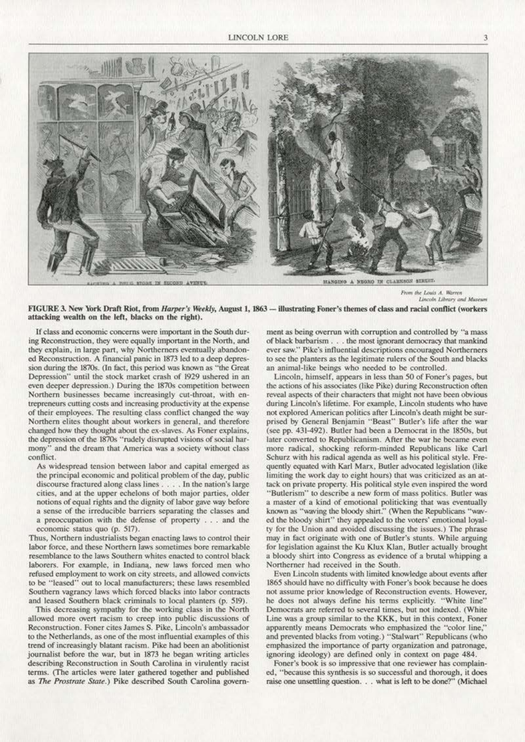SACKING A DRUG STORE IN SECOND AVENUE.

HANGING A NEGRO IN CLARKSON STREET.

*From the Louis A. Warren Lincoln Library and Museum*

**FIGURE 3. New York Draft Riot, from *Harper's Weekly*, August 1, 1863 — illustrating Foner's themes of class and racial conflict (workers attacking wealth on the left, blacks on the right).**

If class and economic concerns were important in the South during Reconstruction, they were equally important in the North, and they explain, in large part, why Northerners eventually abandoned Reconstruction. A financial panic in 1873 led to a deep depression during the 1870s. (In fact, this period was known as "the Great Depression" until the stock market crash of 1929 ushered in an even deeper depression.) During the 1870s competition between Northern businesses became increasingly cut-throat, with entrepreneurs cutting costs and increasing productivity at the expense of their employees. The resulting class conflict changed the way Northern elites thought about workers in general, and therefore changed how they thought about the ex-slaves. As Foner explains, the depression of the 1870s "rudely disrupted visions of social harmony" and the dream that America was a society without class conflict.

> As widespread tension between labor and capital emerged as the principal economic and political problem of the day, public discourse fractured along class lines . . . . In the nation's large cities, and at the upper echelons of both major parties, older notions of equal rights and the dignity of labor gave way before a sense of the irreducible barriers separating the classes and a preoccupation with the defense of property . . . and the economic status quo (p. 517).

Thus, Northern industrialists began enacting laws to control their labor force, and these Northern laws sometimes bore remarkable resemblance to the laws Southern whites enacted to control black laborers. For example, in Indiana, new laws forced men who refused employment to work on city streets, and allowed convicts to be "leased" out to local manufacturers; these laws resembled Southern vagrancy laws which forced blacks into labor contracts and leased Southern black criminals to local planters (p. 519).

This decreasing sympathy for the working class in the North allowed more overt racism to creep into public discussions of Reconstruction. Foner cites James S. Pike, Lincoln's ambassador to the Netherlands, as one of the most influential examples of this trend of increasingly blatant racism. Pike had been an abolitionist journalist before the war, but in 1873 he began writing articles describing Reconstruction in South Carolina in virulently racist terms. (The articles were later gathered together and published as *The Prostrate State*.) Pike described South Carolina government as being overrun with corruption and controlled by "a mass of black barbarism . . . the most ignorant democracy that mankind ever saw." Pike's influential descriptions encouraged Northerners to see the planters as the legitimate rulers of the South and blacks an animal-like beings who needed to be controlled.

Lincoln, himself, appears in less than 50 of Foner's pages, but the actions of his associates (like Pike) during Reconstruction often reveal aspects of their characters that might not have been obvious during Lincoln's lifetime. For example, Lincoln students who have not explored American politics after Lincoln's death might be surprised by General Benjamin "Beast" Butler's life after the war (see pp. 431-492). Butler had been a Democrat in the 1850s, but later converted to Republicanism. After the war he became even more radical, shocking reform-minded Republicans like Carl Schurz with his radical agenda as well as his political style. Frequently equated with Karl Marx, Butler advocated legislation (like limiting the work day to eight hours) that was criticized as an attack on private property. His political style even inspired the word "Butlerism" to describe a new form of mass politics. Butler was a master of a kind of emotional politicking that was eventually known as "waving the bloody shirt." (When the Republicans "waved the bloody shirt" they appealed to the voters' emotional loyalty for the Union and avoided discussing the issues.) The phrase may in fact originate with one of Butler's stunts. While arguing for legislation against the Ku Klux Klan, Butler actually brought a bloody shirt into Congress as evidence of a brutal whipping a Northerner had received in the South.

Even Lincoln students with limited knowledge about events after 1865 should have no difficulty with Foner's book because he does not assume prior knowledge of Reconstruction events. However, he does not always define his terms explicitly. "White line" Democrats are referred to several times, but not indexed. (White Line was a group similar to the KKK, but in this context, Foner apparently means Democrats who emphasized the "color line," and prevented blacks from voting.) "Stalwart" Republicans (who emphasized the importance of party organization and patronage, ignoring ideology) are defined only in context on page 484.

Foner's book is so impressive that one reviewer has complained, "because this synthesis is so successful and thorough, it does raise one unsettling question. . . what is left to be done?" (Michael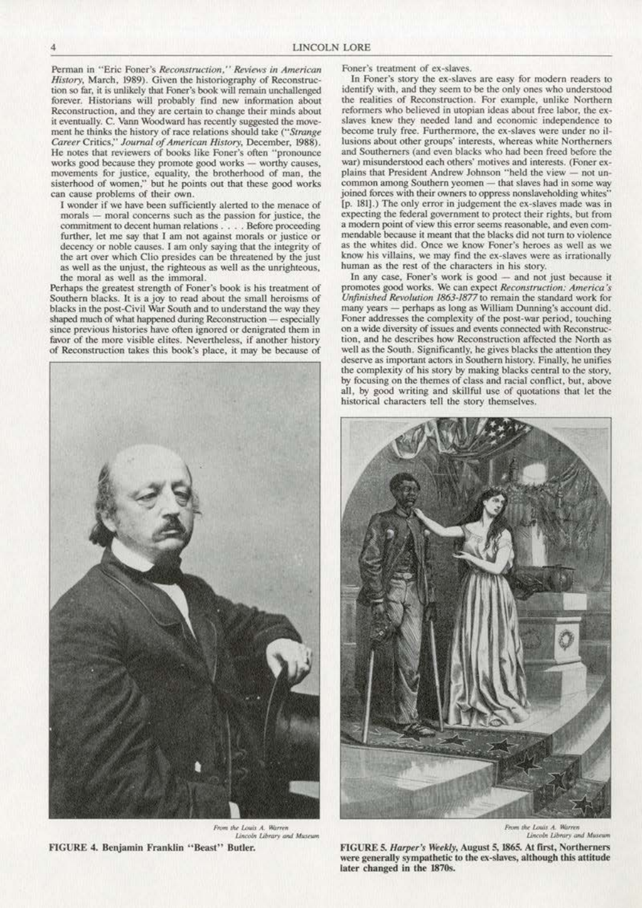Perman in "Eric Foner's *Reconstruction*," *Reviews in American History*, March, 1989). Given the historiography of Reconstruction so far, it is unlikely that Foner's book will remain unchallenged forever. Historians will probably find new information about Reconstruction, and they are certain to change their minds about it eventually. C. Vann Woodward has recently suggested the movement he thinks the history of race relations should take ("*Strange Career* Critics," *Journal of American History*, December, 1988). He notes that reviewers of books like Foner's often "pronounce works good because they promote good works — worthy causes, movements for justice, equality, the brotherhood of man, the sisterhood of women," but he points out that these good works can cause problems of their own.

I wonder if we have been sufficiently alerted to the menace of morals — moral concerns such as the passion for justice, the commitment to decent human relations . . . . Before proceeding further, let me say that I am not against morals or justice or decency or noble causes. I am only saying that the integrity of the art over which Clio presides can be threatened by the just as well as the unjust, the righteous as well as the unrighteous, the moral as well as the immoral.

Perhaps the greatest strength of Foner's book is his treatment of Southern blacks. It is a joy to read about the small heroisms of blacks in the post-Civil War South and to understand the way they shaped much of what happened during Reconstruction — especially since previous histories have often ignored or denigrated them in favor of the more visible elites. Nevertheless, if another history of Reconstruction takes this book's place, it may be because of Foner's treatment of ex-slaves.

In Foner's story the ex-slaves are easy for modern readers to identify with, and they seem to be the only ones who understood the realities of Reconstruction. For example, unlike Northern reformers who believed in utopian ideas about free labor, the ex-slaves knew they needed land and economic independence to become truly free. Furthermore, the ex-slaves were under no illusions about other groups' interests, whereas white Northerners and Southerners (and even blacks who had been freed before the war) misunderstood each others' motives and interests. (Foner explains that President Andrew Johnson "held the view — not uncommon among Southern yeomen — that slaves had in some way joined forces with their owners to oppress nonslaveholding whites" [p. 181].) The only error in judgement the ex-slaves made was in expecting the federal government to protect their rights, but from a modern point of view this error seems reasonable, and even commendable because it meant that the blacks did not turn to violence as the whites did. Once we know Foner's heroes as well as we know his villains, we may find the ex-slaves were as irrationally human as the rest of the characters in his story.

In any case, Foner's work is good — and not just because it promotes good works. We can expect *Reconstruction: America's Unfinished Revolution 1863-1877* to remain the standard work for many years — perhaps as long as William Dunning's account did. Foner addresses the complexity of the post-war period, touching on a wide diversity of issues and events connected with Reconstruction, and he describes how Reconstruction affected the North as well as the South. Significantly, he gives blacks the attention they deserve as important actors in Southern history. Finally, he unifies the complexity of his story by making blacks central to the story, by focusing on the themes of class and racial conflict, but, above all, by good writing and skillful use of quotations that let the historical characters tell the story themselves.

*From the Louis A. Warren Lincoln Library and Museum*

**FIGURE 4. Benjamin Franklin "Beast" Butler.**

*From the Louis A. Warren Lincoln Library and Museum*

**FIGURE 5. *Harper's Weekly*, August 5, 1865. At first, Northerners were generally sympathetic to the ex-slaves, although this attitude later changed in the 1870s.**